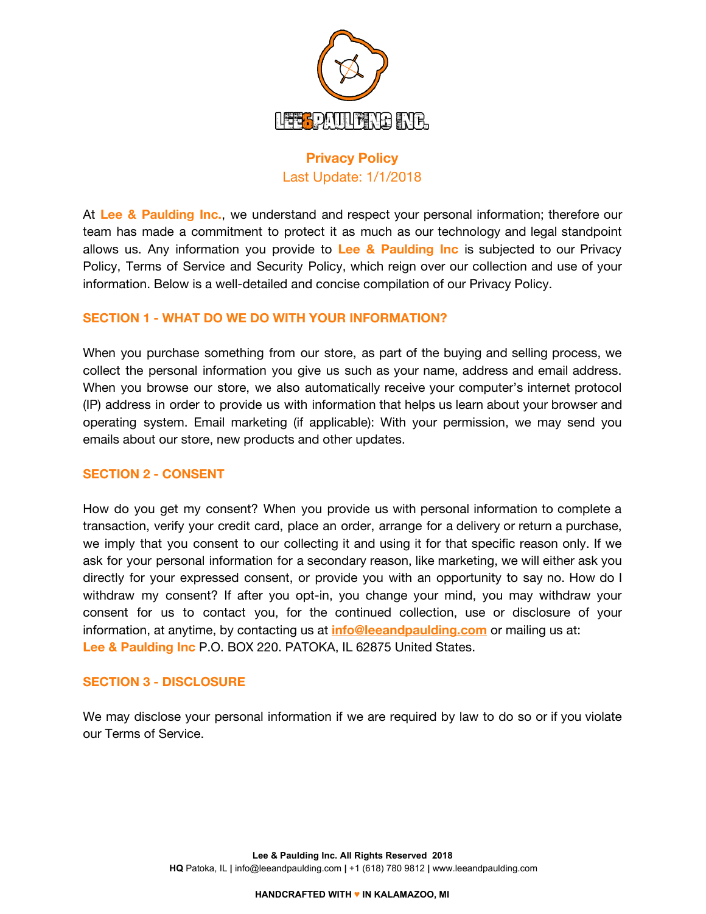# Privacy Policy

Last Update: 1/1/2018

At **Lee & Paulding Inc.**, we understand and respect your personal information; therefore our team has made a commitment to protect it as much as our technology and legal standpoint allows us. Any information you provide to **Lee & Paulding Inc** is subjected to our Privacy Policy, Terms of Service and Security Policy, which reign over our collection and use of your information. Below is a well-detailed and concise compilation of our Privacy Policy.

## SECTION 1 - WHAT DO WE DO WITH YOUR INFORMATION?

When you purchase something from our store, as part of the buying and selling process, we collect the personal information you give us such as your name, address and email address. When you browse our store, we also automatically receive your computer's internet protocol (IP) address in order to provide us with information that helps us learn about your browser and operating system. Email marketing (if applicable): With your permission, we may send you emails about our store, new products and other updates.

## SECTION 2 - CONSENT

How do you get my consent? When you provide us with personal information to complete a transaction, verify your credit card, place an order, arrange for a delivery or return a purchase, we imply that you consent to our collecting it and using it for that specific reason only. If we ask for your personal information for a secondary reason, like marketing, we will either ask you directly for your expressed consent, or provide you with an opportunity to say no. How do I withdraw my consent? If after you opt-in, you change your mind, you may withdraw your consent for us to contact you, for the continued collection, use or disclosure of your information, at anytime, by contacting us at **info@leeandpaulding.com** or mailing us at: **Lee & Paulding Inc** P.O. BOX 220. PATOKA, IL 62875 United States.

## SECTION 3 - DISCLOSURE

We may disclose your personal information if we are required by law to do so or if you violate our Terms of Service.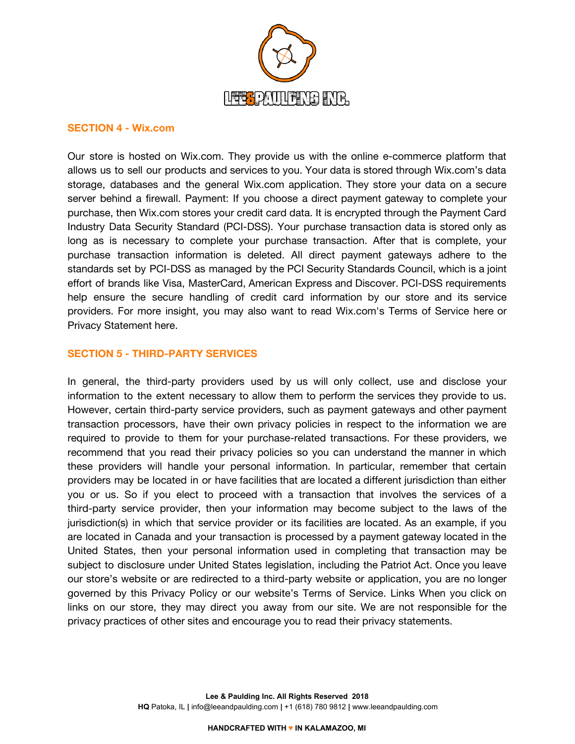## SECTION 4 - Wix.com

Our store is hosted on Wix.com. They provide us with the online e-commerce platform that allows us to sell our products and services to you. Your data is stored through Wix.com's data storage, databases and the general Wix.com application. They store your data on a secure server behind a firewall. Payment: If you choose a direct payment gateway to complete your purchase, then Wix.com stores your credit card data. It is encrypted through the Payment Card Industry Data Security Standard (PCI-DSS). Your purchase transaction data is stored only as long as is necessary to complete your purchase transaction. After that is complete, your purchase transaction information is deleted. All direct payment gateways adhere to the standards set by PCI-DSS as managed by the PCI Security Standards Council, which is a joint effort of brands like Visa, MasterCard, American Express and Discover. PCI-DSS requirements help ensure the secure handling of credit card information by our store and its service providers. For more insight, you may also want to read Wix.com's Terms of Service here or Privacy Statement here.

## SECTION 5 - THIRD-PARTY SERVICES

In general, the third-party providers used by us will only collect, use and disclose your information to the extent necessary to allow them to perform the services they provide to us. However, certain third-party service providers, such as payment gateways and other payment transaction processors, have their own privacy policies in respect to the information we are required to provide to them for your purchase-related transactions. For these providers, we recommend that you read their privacy policies so you can understand the manner in which these providers will handle your personal information. In particular, remember that certain providers may be located in or have facilities that are located a different jurisdiction than either you or us. So if you elect to proceed with a transaction that involves the services of a third-party service provider, then your information may become subject to the laws of the jurisdiction(s) in which that service provider or its facilities are located. As an example, if you are located in Canada and your transaction is processed by a payment gateway located in the United States, then your personal information used in completing that transaction may be subject to disclosure under United States legislation, including the Patriot Act. Once you leave our store's website or are redirected to a third-party website or application, you are no longer governed by this Privacy Policy or our website's Terms of Service. Links When you click on links on our store, they may direct you away from our site. We are not responsible for the privacy practices of other sites and encourage you to read their privacy statements.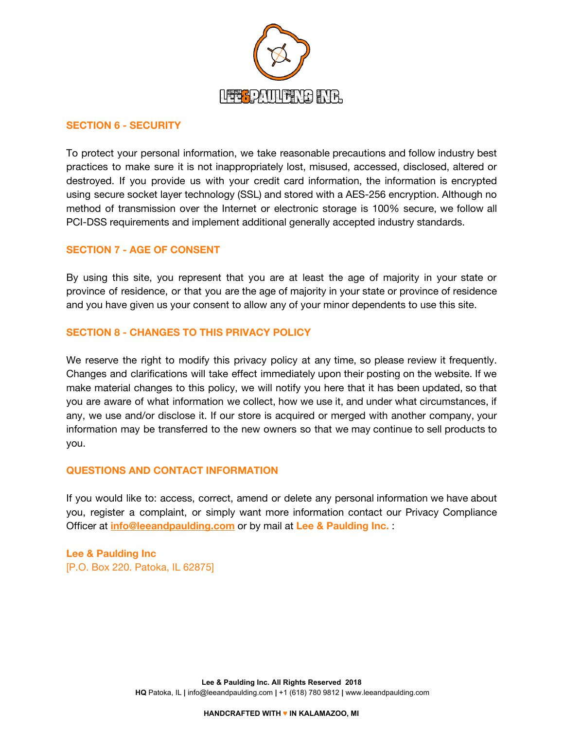## SECTION 6 - SECURITY

To protect your personal information, we take reasonable precautions and follow industry best practices to make sure it is not inappropriately lost, misused, accessed, disclosed, altered or destroyed. If you provide us with your credit card information, the information is encrypted using secure socket layer technology (SSL) and stored with a AES-256 encryption. Although no method of transmission over the Internet or electronic storage is 100% secure, we follow all PCI-DSS requirements and implement additional generally accepted industry standards.

## SECTION 7 - AGE OF CONSENT

By using this site, you represent that you are at least the age of majority in your state or province of residence, or that you are the age of majority in your state or province of residence and you have given us your consent to allow any of your minor dependents to use this site.

## SECTION 8 - CHANGES TO THIS PRIVACY POLICY

We reserve the right to modify this privacy policy at any time, so please review it frequently. Changes and clarifications will take effect immediately upon their posting on the website. If we make material changes to this policy, we will notify you here that it has been updated, so that you are aware of what information we collect, how we use it, and under what circumstances, if any, we use and/or disclose it. If our store is acquired or merged with another company, your information may be transferred to the new owners so that we may continue to sell products to you.

## QUESTIONS AND CONTACT INFORMATION

If you would like to: access, correct, amend or delete any personal information we have about you, register a complaint, or simply want more information contact our Privacy Compliance Officer at **info@leeandpaulding.com** or by mail at **Lee & Paulding Inc.** :

**Lee & Paulding Inc**
[P.O. Box 220. Patoka, IL 62875]

**Lee & Paulding Inc. All Rights Reserved 2018**
**HQ** Patoka, IL | info@leeandpaulding.com | +1 (618) 780 9812 | www.leeandpaulding.com

**HANDCRAFTED WITH ♥ IN KALAMAZOO, MI**